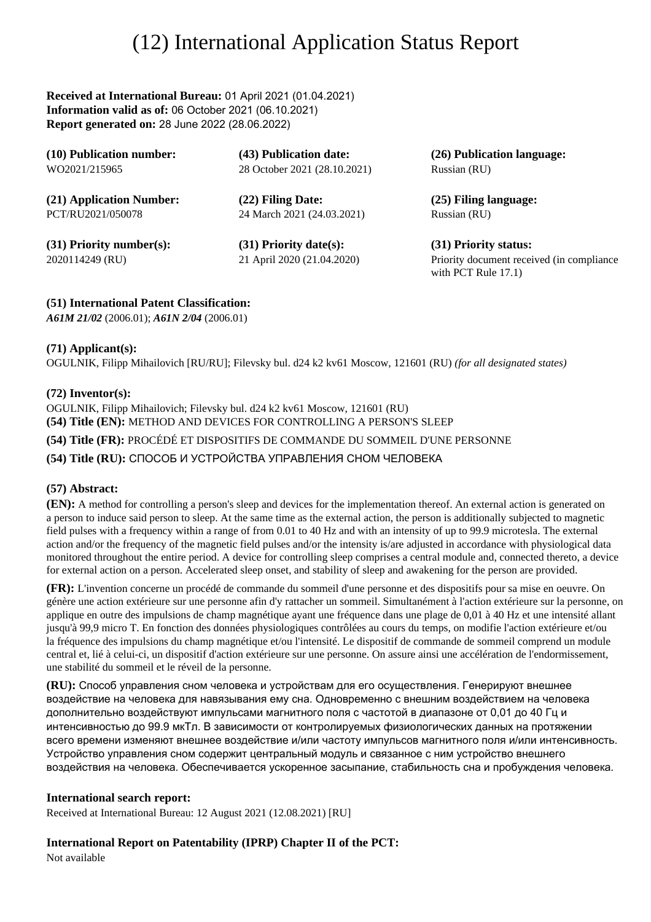# (12) International Application Status Report

**Received at International Bureau:** 01 April 2021 (01.04.2021)
**Information valid as of:** 06 October 2021 (06.10.2021)
**Report generated on:** 28 June 2022 (28.06.2022)

| **(10) Publication number:** | **(43) Publication date:** | **(26) Publication language:** |
|---|---|---|
| WO2021/215965 | 28 October 2021 (28.10.2021) | Russian (RU) |
| **(21) Application Number:** | **(22) Filing Date:** | **(25) Filing language:** |
| PCT/RU2021/050078 | 24 March 2021 (24.03.2021) | Russian (RU) |
| **(31) Priority number(s):** | **(31) Priority date(s):** | **(31) Priority status:** |
| 2020114249 (RU) | 21 April 2020 (21.04.2020) | Priority document received (in compliance with PCT Rule 17.1) |

**(51) International Patent Classification:**
***A61M 21/02*** (2006.01); ***A61N 2/04*** (2006.01)

**(71) Applicant(s):**
OGULNIK, Filipp Mihailovich [RU/RU]; Filevsky bul. d24 k2 kv61 Moscow, 121601 (RU) *(for all designated states)*

**(72) Inventor(s):**
OGULNIK, Filipp Mihailovich; Filevsky bul. d24 k2 kv61 Moscow, 121601 (RU)

**(54) Title (EN):** METHOD AND DEVICES FOR CONTROLLING A PERSON'S SLEEP

**(54) Title (FR):** PROCÉDÉ ET DISPOSITIFS DE COMMANDE DU SOMMEIL D'UNE PERSONNE

**(54) Title (RU):** СПОСОБ И УСТРОЙСТВА УПРАВЛЕНИЯ СНОМ ЧЕЛОВЕКА

**(57) Abstract:**

**(EN):** A method for controlling a person's sleep and devices for the implementation thereof. An external action is generated on a person to induce said person to sleep. At the same time as the external action, the person is additionally subjected to magnetic field pulses with a frequency within a range of from 0.01 to 40 Hz and with an intensity of up to 99.9 microtesla. The external action and/or the frequency of the magnetic field pulses and/or the intensity is/are adjusted in accordance with physiological data monitored throughout the entire period. A device for controlling sleep comprises a central module and, connected thereto, a device for external action on a person. Accelerated sleep onset, and stability of sleep and awakening for the person are provided.

**(FR):** L'invention concerne un procédé de commande du sommeil d'une personne et des dispositifs pour sa mise en oeuvre. On génère une action extérieure sur une personne afin d'y rattacher un sommeil. Simultanément à l'action extérieure sur la personne, on applique en outre des impulsions de champ magnétique ayant une fréquence dans une plage de 0,01 à 40 Hz et une intensité allant jusqu'à 99,9 micro T. En fonction des données physiologiques contrôlées au cours du temps, on modifie l'action extérieure et/ou la fréquence des impulsions du champ magnétique et/ou l'intensité. Le dispositif de commande de sommeil comprend un module central et, lié à celui-ci, un dispositif d'action extérieure sur une personne. On assure ainsi une accélération de l'endormissement, une stabilité du sommeil et le réveil de la personne.

**(RU):** Способ управления сном человека и устройствам для его осуществления. Генерируют внешнее воздействие на человека для навязывания ему сна. Одновременно с внешним воздействием на человека дополнительно воздействуют импульсами магнитного поля с частотой в диапазоне от 0,01 до 40 Гц и интенсивностью до 99.9 мкТл. В зависимости от контролируемых физиологических данных на протяжении всего времени изменяют внешнее воздействие и/или частоту импульсов магнитного поля и/или интенсивность. Устройство управления сном содержит центральный модуль и связанное с ним устройство внешнего воздействия на человека. Обеспечивается ускоренное засыпание, стабильность сна и пробуждения человека.

**International search report:**
Received at International Bureau: 12 August 2021 (12.08.2021) [RU]

**International Report on Patentability (IPRP) Chapter II of the PCT:**
Not available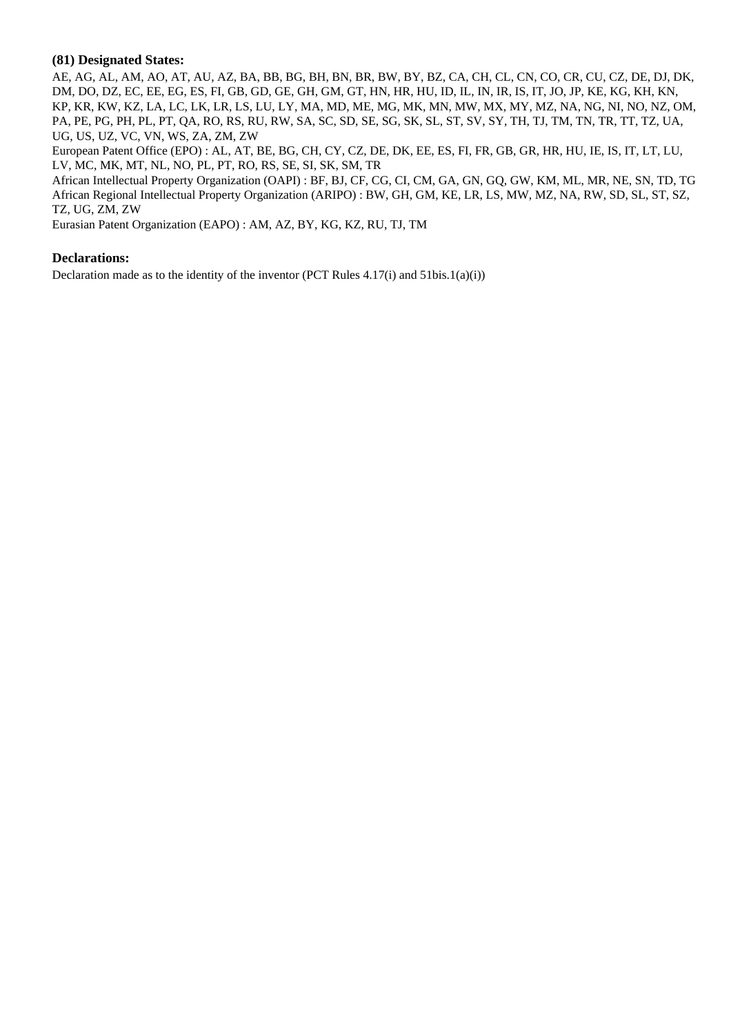**(81) Designated States:**

AE, AG, AL, AM, AO, AT, AU, AZ, BA, BB, BG, BH, BN, BR, BW, BY, BZ, CA, CH, CL, CN, CO, CR, CU, CZ, DE, DJ, DK, DM, DO, DZ, EC, EE, EG, ES, FI, GB, GD, GE, GH, GM, GT, HN, HR, HU, ID, IL, IN, IR, IS, IT, JO, JP, KE, KG, KH, KN, KP, KR, KW, KZ, LA, LC, LK, LR, LS, LU, LY, MA, MD, ME, MG, MK, MN, MW, MX, MY, MZ, NA, NG, NI, NO, NZ, OM, PA, PE, PG, PH, PL, PT, QA, RO, RS, RU, RW, SA, SC, SD, SE, SG, SK, SL, ST, SV, SY, TH, TJ, TM, TN, TR, TT, TZ, UA, UG, US, UZ, VC, VN, WS, ZA, ZM, ZW

European Patent Office (EPO) : AL, AT, BE, BG, CH, CY, CZ, DE, DK, EE, ES, FI, FR, GB, GR, HR, HU, IE, IS, IT, LT, LU, LV, MC, MK, MT, NL, NO, PL, PT, RO, RS, SE, SI, SK, SM, TR

African Intellectual Property Organization (OAPI) : BF, BJ, CF, CG, CI, CM, GA, GN, GQ, GW, KM, ML, MR, NE, SN, TD, TG

African Regional Intellectual Property Organization (ARIPO) : BW, GH, GM, KE, LR, LS, MW, MZ, NA, RW, SD, SL, ST, SZ, TZ, UG, ZM, ZW

Eurasian Patent Organization (EAPO) : AM, AZ, BY, KG, KZ, RU, TJ, TM

**Declarations:**

Declaration made as to the identity of the inventor (PCT Rules 4.17(i) and 51bis.1(a)(i))